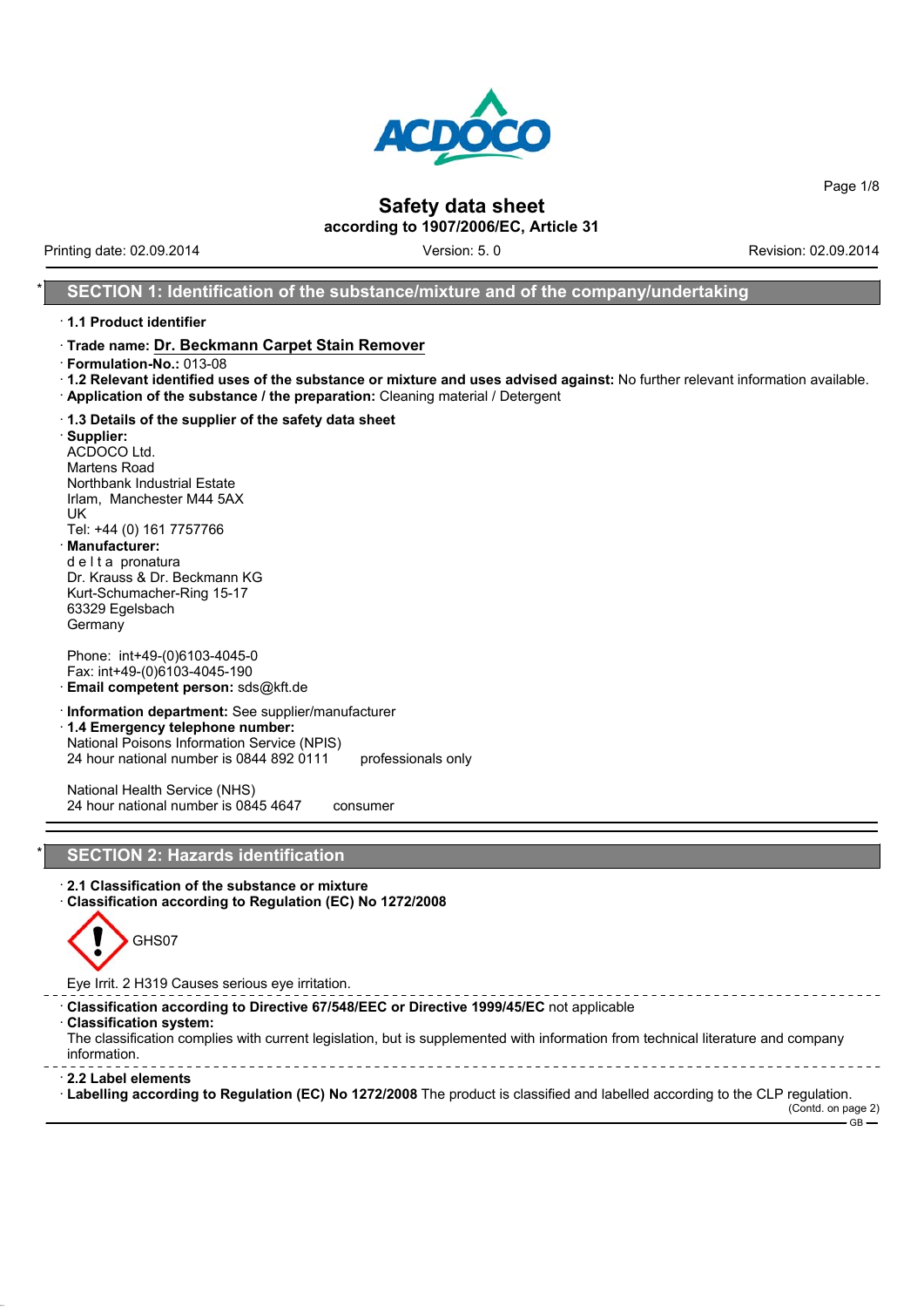# Safety data sheet

**according to 1907/2006/EC, Article 31**

Printing date: 02.09.2014 | Version: 5. 0 | Revision: 02.09.2014

## * SECTION 1: Identification of the substance/mixture and of the company/undertaking

· **1.1 Product identifier**

· **Trade name: Dr. Beckmann Carpet Stain Remover**

· **Formulation-No.:** 013-08

· **1.2 Relevant identified uses of the substance or mixture and uses advised against:** No further relevant information available.

· **Application of the substance / the preparation:** Cleaning material / Detergent

· **1.3 Details of the supplier of the safety data sheet**

· **Supplier:**
ACDOCO Ltd.
Martens Road
Northbank Industrial Estate
Irlam, Manchester M44 5AX
UK
Tel: +44 (0) 161 7757766

· **Manufacturer:**
d e l t a pronatura
Dr. Krauss & Dr. Beckmann KG
Kurt-Schumacher-Ring 15-17
63329 Egelsbach
Germany

Phone: int+49-(0)6103-4045-0
Fax: int+49-(0)6103-4045-190

· **Email competent person:** sds@kft.de

· **Information department:** See supplier/manufacturer

· **1.4 Emergency telephone number:**
National Poisons Information Service (NPIS)
24 hour national number is 0844 892 0111 professionals only

National Health Service (NHS)
24 hour national number is 0845 4647 consumer

## * SECTION 2: Hazards identification

· **2.1 Classification of the substance or mixture**

· **Classification according to Regulation (EC) No 1272/2008**

GHS07

Eye Irrit. 2 H319 Causes serious eye irritation.

· **Classification according to Directive 67/548/EEC or Directive 1999/45/EC** not applicable

· **Classification system:**
The classification complies with current legislation, but is supplemented with information from technical literature and company information.

· **2.2 Label elements**

· **Labelling according to Regulation (EC) No 1272/2008** The product is classified and labelled according to the CLP regulation.

(Contd. on page 2)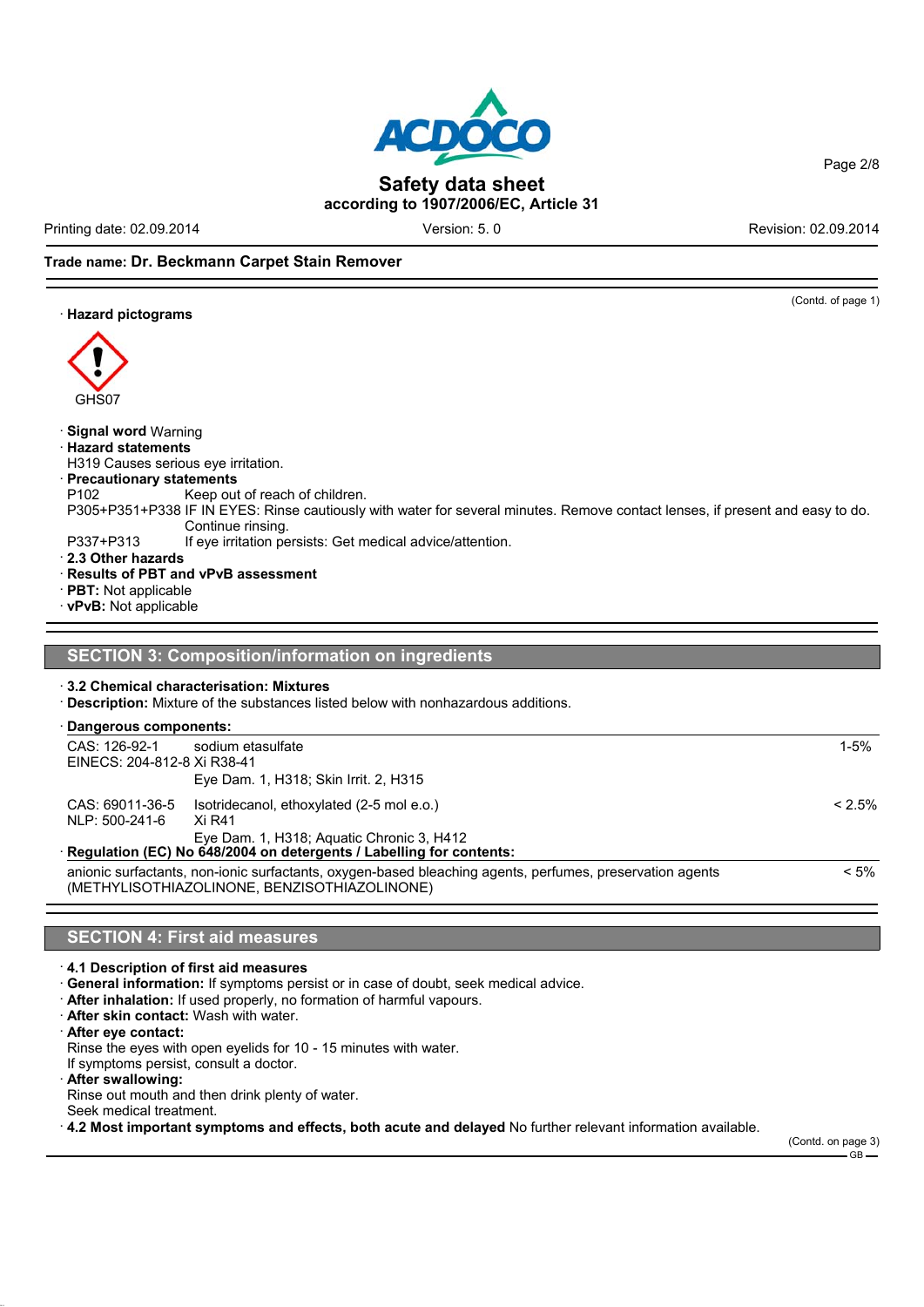(Contd. of page 1)

· **Hazard pictograms**

GHS07

· **Signal word** Warning
· **Hazard statements**
H319 Causes serious eye irritation.
· **Precautionary statements**
P102 Keep out of reach of children.
P305+P351+P338 IF IN EYES: Rinse cautiously with water for several minutes. Remove contact lenses, if present and easy to do. Continue rinsing.
P337+P313 If eye irritation persists: Get medical advice/attention.
· **2.3 Other hazards**
· **Results of PBT and vPvB assessment**
· **PBT:** Not applicable
· **vPvB:** Not applicable

## SECTION 3: Composition/information on ingredients

· **3.2 Chemical characterisation: Mixtures**
· **Description:** Mixture of the substances listed below with nonhazardous additions.

· **Dangerous components:**

| | | |
|---|---|---|
| CAS: 126-92-1<br>EINECS: 204-812-8 | sodium etasulfate<br>Xi R38-41<br>Eye Dam. 1, H318; Skin Irrit. 2, H315 | 1-5% |
| CAS: 69011-36-5<br>NLP: 500-241-6 | Isotridecanol, ethoxylated (2-5 mol e.o.)<br>Xi R41<br>Eye Dam. 1, H318; Aquatic Chronic 3, H412 | < 2.5% |

· **Regulation (EC) No 648/2004 on detergents / Labelling for contents:**

| | |
|---|---|
| anionic surfactants, non-ionic surfactants, oxygen-based bleaching agents, perfumes, preservation agents (METHYLISOTHIAZOLINONE, BENZISOTHIAZOLINONE) | < 5% |

## SECTION 4: First aid measures

· **4.1 Description of first aid measures**
· **General information:** If symptoms persist or in case of doubt, seek medical advice.
· **After inhalation:** If used properly, no formation of harmful vapours.
· **After skin contact:** Wash with water.
· **After eye contact:**
Rinse the eyes with open eyelids for 10 - 15 minutes with water.
If symptoms persist, consult a doctor.
· **After swallowing:**
Rinse out mouth and then drink plenty of water.
Seek medical treatment.
· **4.2 Most important symptoms and effects, both acute and delayed** No further relevant information available.

(Contd. on page 3)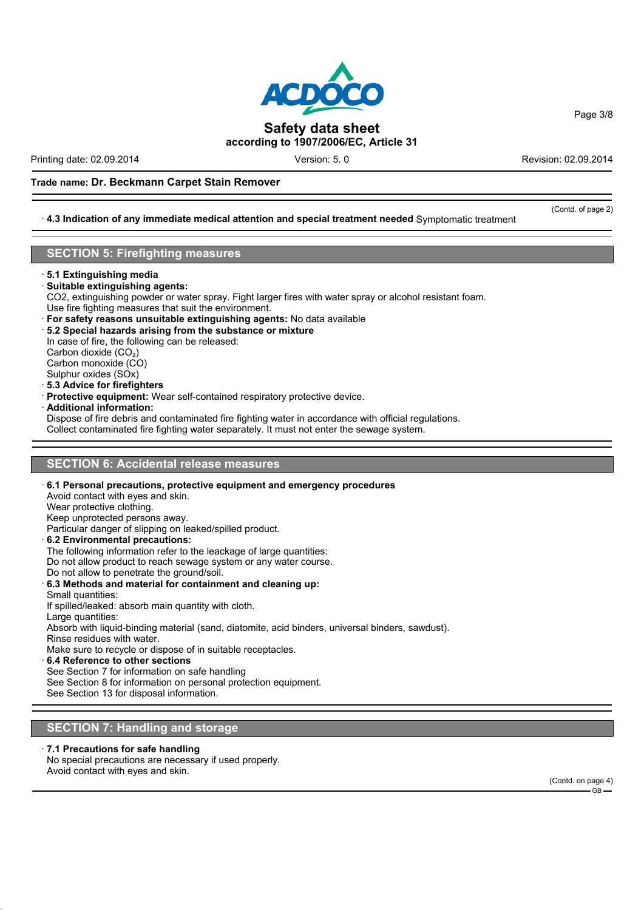· **4.3 Indication of any immediate medical attention and special treatment needed** Symptomatic treatment

## SECTION 5: Firefighting measures

· **5.1 Extinguishing media**
· **Suitable extinguishing agents:**
CO2, extinguishing powder or water spray. Fight larger fires with water spray or alcohol resistant foam.
Use fire fighting measures that suit the environment.
· **For safety reasons unsuitable extinguishing agents:** No data available
· **5.2 Special hazards arising from the substance or mixture**
In case of fire, the following can be released:
Carbon dioxide ($CO_2$)
Carbon monoxide (CO)
Sulphur oxides (SOx)
· **5.3 Advice for firefighters**
· **Protective equipment:** Wear self-contained respiratory protective device.
· **Additional information:**
Dispose of fire debris and contaminated fire fighting water in accordance with official regulations.
Collect contaminated fire fighting water separately. It must not enter the sewage system.

## SECTION 6: Accidental release measures

· **6.1 Personal precautions, protective equipment and emergency procedures**
Avoid contact with eyes and skin.
Wear protective clothing.
Keep unprotected persons away.
Particular danger of slipping on leaked/spilled product.
· **6.2 Environmental precautions:**
The following information refer to the leakage of large quantities:
Do not allow product to reach sewage system or any water course.
Do not allow to penetrate the ground/soil.
· **6.3 Methods and material for containment and cleaning up:**
Small quantities:
If spilled/leaked: absorb main quantity with cloth.
Large quantities:
Absorb with liquid-binding material (sand, diatomite, acid binders, universal binders, sawdust).
Rinse residues with water.
Make sure to recycle or dispose of in suitable receptacles.
· **6.4 Reference to other sections**
See Section 7 for information on safe handling
See Section 8 for information on personal protection equipment.
See Section 13 for disposal information.

## SECTION 7: Handling and storage

· **7.1 Precautions for safe handling**
No special precautions are necessary if used properly.
Avoid contact with eyes and skin.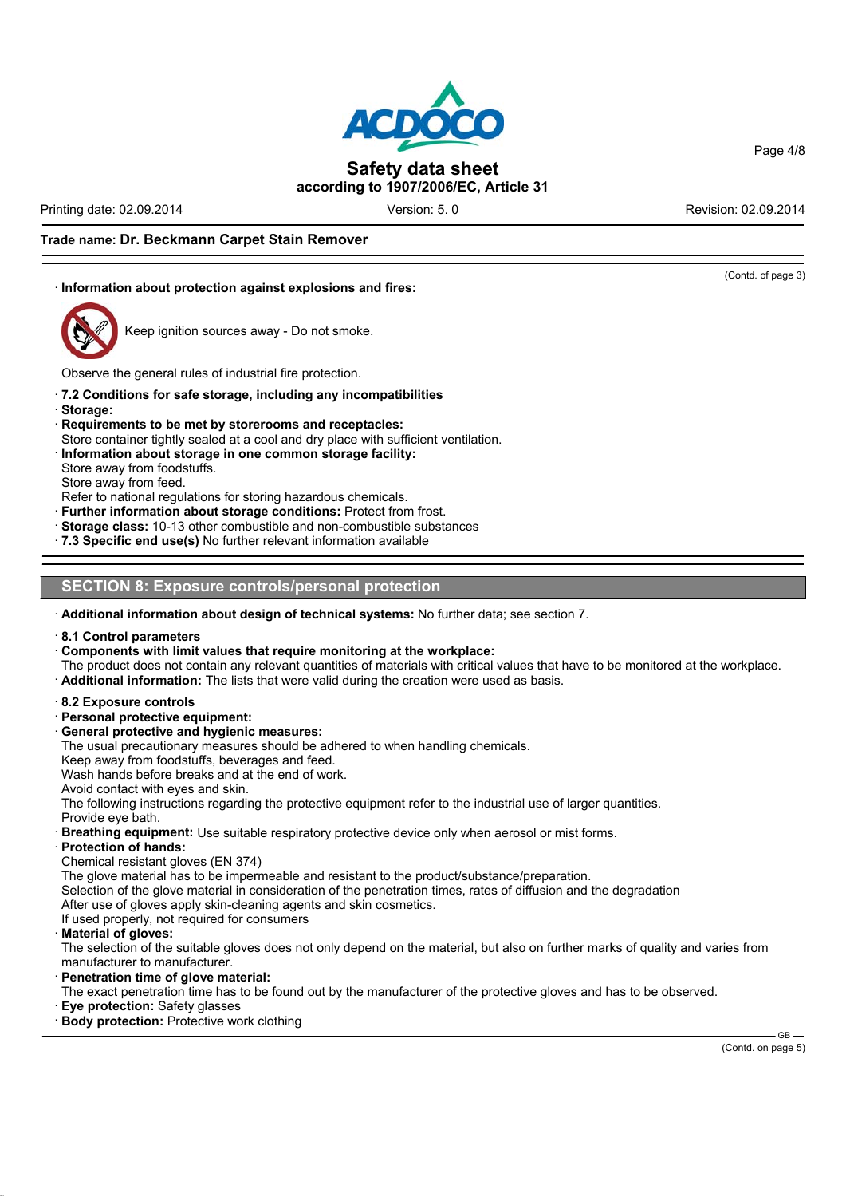(Contd. of page 3)

· **Information about protection against explosions and fires:**

Keep ignition sources away - Do not smoke.

Observe the general rules of industrial fire protection.

· **7.2 Conditions for safe storage, including any incompatibilities**
· **Storage:**
· **Requirements to be met by storerooms and receptacles:**
Store container tightly sealed at a cool and dry place with sufficient ventilation.
· **Information about storage in one common storage facility:**
Store away from foodstuffs.
Store away from feed.
Refer to national regulations for storing hazardous chemicals.
· **Further information about storage conditions:** Protect from frost.
· **Storage class:** 10-13 other combustible and non-combustible substances
· **7.3 Specific end use(s)** No further relevant information available

## SECTION 8: Exposure controls/personal protection

· **Additional information about design of technical systems:** No further data; see section 7.

· **8.1 Control parameters**
· **Components with limit values that require monitoring at the workplace:**
The product does not contain any relevant quantities of materials with critical values that have to be monitored at the workplace.
· **Additional information:** The lists that were valid during the creation were used as basis.

· **8.2 Exposure controls**
· **Personal protective equipment:**
· **General protective and hygienic measures:**
The usual precautionary measures should be adhered to when handling chemicals.
Keep away from foodstuffs, beverages and feed.
Wash hands before breaks and at the end of work.
Avoid contact with eyes and skin.
The following instructions regarding the protective equipment refer to the industrial use of larger quantities.
Provide eye bath.
· **Breathing equipment:** Use suitable respiratory protective device only when aerosol or mist forms.
· **Protection of hands:**
Chemical resistant gloves (EN 374)
The glove material has to be impermeable and resistant to the product/substance/preparation.
Selection of the glove material in consideration of the penetration times, rates of diffusion and the degradation
After use of gloves apply skin-cleaning agents and skin cosmetics.
If used properly, not required for consumers
· **Material of gloves:**
The selection of the suitable gloves does not only depend on the material, but also on further marks of quality and varies from manufacturer to manufacturer.
· **Penetration time of glove material:**
The exact penetration time has to be found out by the manufacturer of the protective gloves and has to be observed.
· **Eye protection:** Safety glasses
· **Body protection:** Protective work clothing

(Contd. on page 5)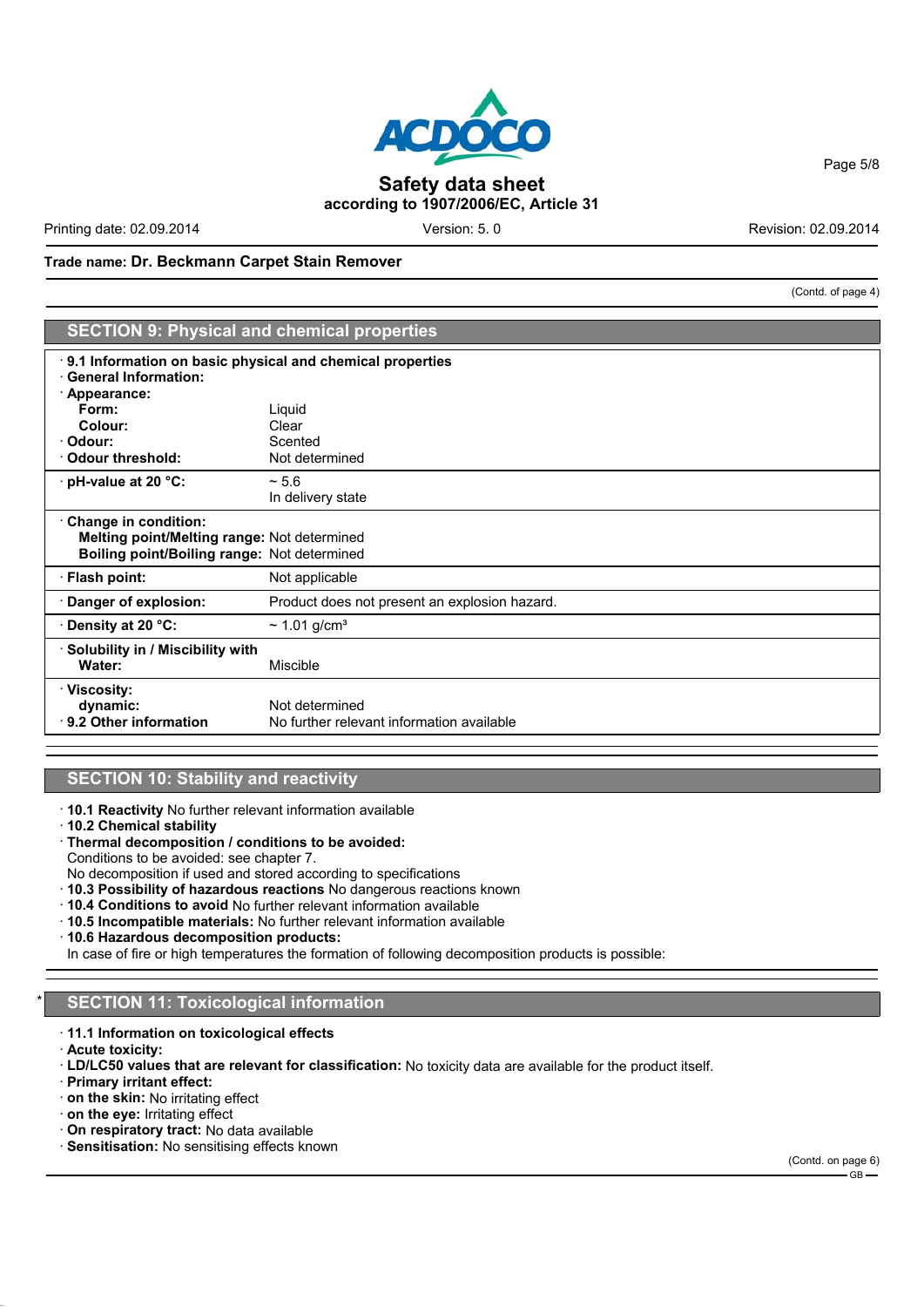**Trade name: Dr. Beckmann Carpet Stain Remover**

(Contd. of page 4)

## SECTION 9: Physical and chemical properties

| | |
|---|---|
| · **9.1 Information on basic physical and chemical properties** | |
| · **General Information:** | |
| · **Appearance:** | |
| **Form:** | Liquid |
| **Colour:** | Clear |
| · **Odour:** | Scented |
| · **Odour threshold:** | Not determined |
| · **pH-value at 20 °C:** | ~ 5.6<br>In delivery state |
| · **Change in condition:** | |
| **Melting point/Melting range:** | Not determined |
| **Boiling point/Boiling range:** | Not determined |
| · **Flash point:** | Not applicable |
| · **Danger of explosion:** | Product does not present an explosion hazard. |
| · **Density at 20 °C:** | ~ 1.01 g/cm³ |
| · **Solubility in / Miscibility with Water:** | Miscible |
| · **Viscosity:** | |
| **dynamic:** | Not determined |
| · **9.2 Other information** | No further relevant information available |

## SECTION 10: Stability and reactivity

- · **10.1 Reactivity** No further relevant information available
- · **10.2 Chemical stability**
- · **Thermal decomposition / conditions to be avoided:**
  Conditions to be avoided: see chapter 7.
  No decomposition if used and stored according to specifications
- · **10.3 Possibility of hazardous reactions** No dangerous reactions known
- · **10.4 Conditions to avoid** No further relevant information available
- · **10.5 Incompatible materials:** No further relevant information available
- · **10.6 Hazardous decomposition products:**
  In case of fire or high temperatures the formation of following decomposition products is possible:

## * SECTION 11: Toxicological information

- · **11.1 Information on toxicological effects**
- · **Acute toxicity:**
- · **LD/LC50 values that are relevant for classification:** No toxicity data are available for the product itself.
- · **Primary irritant effect:**
- · **on the skin:** No irritating effect
- · **on the eye:** Irritating effect
- · **On respiratory tract:** No data available
- · **Sensitisation:** No sensitising effects known

(Contd. on page 6)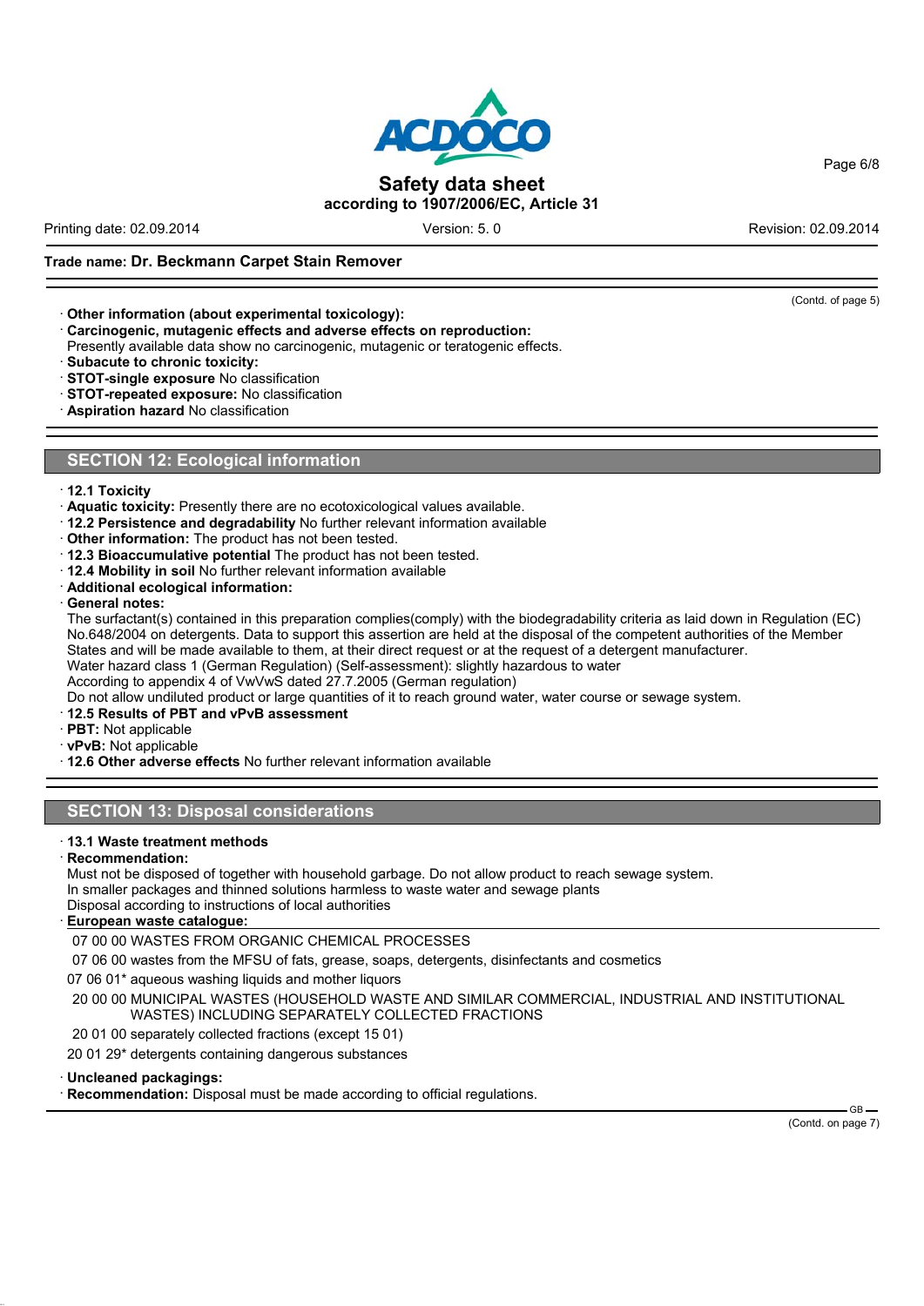**Trade name: Dr. Beckmann Carpet Stain Remover**

(Contd. of page 5)

- **Other information (about experimental toxicology):**
- **Carcinogenic, mutagenic effects and adverse effects on reproduction:**
  Presently available data show no carcinogenic, mutagenic or teratogenic effects.
- **Subacute to chronic toxicity:**
- **STOT-single exposure** No classification
- **STOT-repeated exposure:** No classification
- **Aspiration hazard** No classification

## SECTION 12: Ecological information

- **12.1 Toxicity**
- **Aquatic toxicity:** Presently there are no ecotoxicological values available.
- **12.2 Persistence and degradability** No further relevant information available
- **Other information:** The product has not been tested.
- **12.3 Bioaccumulative potential** The product has not been tested.
- **12.4 Mobility in soil** No further relevant information available
- **Additional ecological information:**
- **General notes:**
  The surfactant(s) contained in this preparation complies(comply) with the biodegradability criteria as laid down in Regulation (EC) No.648/2004 on detergents. Data to support this assertion are held at the disposal of the competent authorities of the Member States and will be made available to them, at their direct request or at the request of a detergent manufacturer.
  Water hazard class 1 (German Regulation) (Self-assessment): slightly hazardous to water
  According to appendix 4 of VwVwS dated 27.7.2005 (German regulation)
  Do not allow undiluted product or large quantities of it to reach ground water, water course or sewage system.
- **12.5 Results of PBT and vPvB assessment**
- **PBT:** Not applicable
- **vPvB:** Not applicable
- **12.6 Other adverse effects** No further relevant information available

## SECTION 13: Disposal considerations

- **13.1 Waste treatment methods**
- **Recommendation:**
  Must not be disposed of together with household garbage. Do not allow product to reach sewage system.
  In smaller packages and thinned solutions harmless to waste water and sewage plants
  Disposal according to instructions of local authorities
- **European waste catalogue:**

07 00 00 WASTES FROM ORGANIC CHEMICAL PROCESSES

07 06 00 wastes from the MFSU of fats, grease, soaps, detergents, disinfectants and cosmetics

07 06 01* aqueous washing liquids and mother liquors

20 00 00 MUNICIPAL WASTES (HOUSEHOLD WASTE AND SIMILAR COMMERCIAL, INDUSTRIAL AND INSTITUTIONAL WASTES) INCLUDING SEPARATELY COLLECTED FRACTIONS

20 01 00 separately collected fractions (except 15 01)

20 01 29* detergents containing dangerous substances

- **Uncleaned packagings:**
- **Recommendation:** Disposal must be made according to official regulations.

(Contd. on page 7)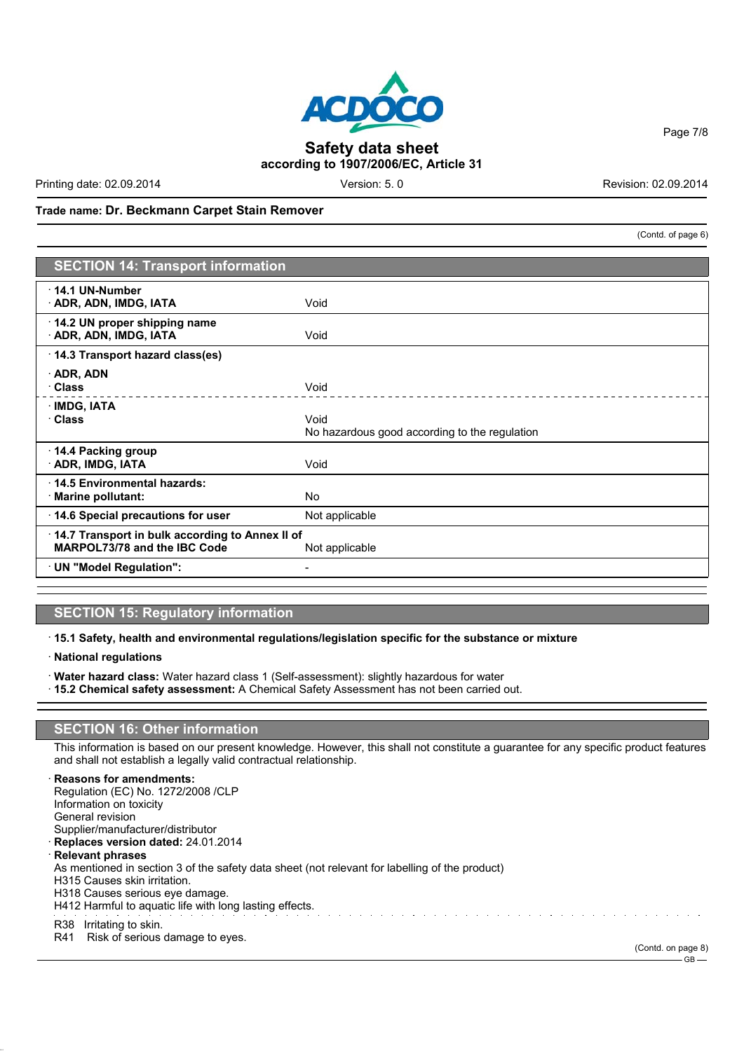(Contd. of page 6)

## SECTION 14: Transport information

| | |
|---|---|
| · **14.1 UN-Number** · **ADR, ADN, IMDG, IATA** | Void |
| · **14.2 UN proper shipping name** · **ADR, ADN, IMDG, IATA** | Void |
| · **14.3 Transport hazard class(es)** | |
| · **ADR, ADN** · **Class** | Void |
| · **IMDG, IATA** · **Class** | Void No hazardous good according to the regulation |
| · **14.4 Packing group** · **ADR, IMDG, IATA** | Void |
| · **14.5 Environmental hazards:** · **Marine pollutant:** | No |
| · **14.6 Special precautions for user** | Not applicable |
| · **14.7 Transport in bulk according to Annex II of MARPOL73/78 and the IBC Code** | Not applicable |
| · **UN "Model Regulation":** | - |

## SECTION 15: Regulatory information

· **15.1 Safety, health and environmental regulations/legislation specific for the substance or mixture**

· **National regulations**

· **Water hazard class:** Water hazard class 1 (Self-assessment): slightly hazardous for water
· **15.2 Chemical safety assessment:** A Chemical Safety Assessment has not been carried out.

## SECTION 16: Other information

This information is based on our present knowledge. However, this shall not constitute a guarantee for any specific product features and shall not establish a legally valid contractual relationship.

· **Reasons for amendments:**
Regulation (EC) No. 1272/2008 /CLP
Information on toxicity
General revision
Supplier/manufacturer/distributor
· **Replaces version dated:** 24.01.2014
· **Relevant phrases**
As mentioned in section 3 of the safety data sheet (not relevant for labelling of the product)
H315 Causes skin irritation.
H318 Causes serious eye damage.
H412 Harmful to aquatic life with long lasting effects.

R38 Irritating to skin.
R41 Risk of serious damage to eyes.

(Contd. on page 8)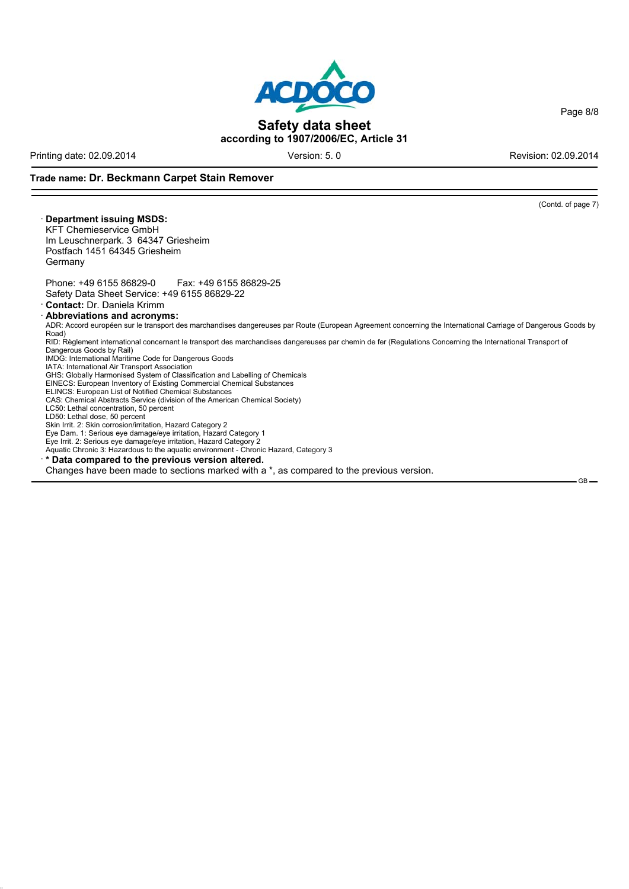(Contd. of page 7)

· **Department issuing MSDS:**
KFT Chemieservice GmbH
Im Leuschnerpark. 3 64347 Griesheim
Postfach 1451 64345 Griesheim
Germany

Phone: +49 6155 86829-0 Fax: +49 6155 86829-25
Safety Data Sheet Service: +49 6155 86829-22

· **Contact:** Dr. Daniela Krimm

· **Abbreviations and acronyms:**
ADR: Accord européen sur le transport des marchandises dangereuses par Route (European Agreement concerning the International Carriage of Dangerous Goods by Road)
RID: Règlement international concernant le transport des marchandises dangereuses par chemin de fer (Regulations Concerning the International Transport of Dangerous Goods by Rail)
IMDG: International Maritime Code for Dangerous Goods
IATA: International Air Transport Association
GHS: Globally Harmonised System of Classification and Labelling of Chemicals
EINECS: European Inventory of Existing Commercial Chemical Substances
ELINCS: European List of Notified Chemical Substances
CAS: Chemical Abstracts Service (division of the American Chemical Society)
LC50: Lethal concentration, 50 percent
LD50: Lethal dose, 50 percent
Skin Irrit. 2: Skin corrosion/irritation, Hazard Category 2
Eye Dam. 1: Serious eye damage/eye irritation, Hazard Category 1
Eye Irrit. 2: Serious eye damage/eye irritation, Hazard Category 2
Aquatic Chronic 3: Hazardous to the aquatic environment - Chronic Hazard, Category 3

· **\* Data compared to the previous version altered.**
Changes have been made to sections marked with a *, as compared to the previous version.

GB